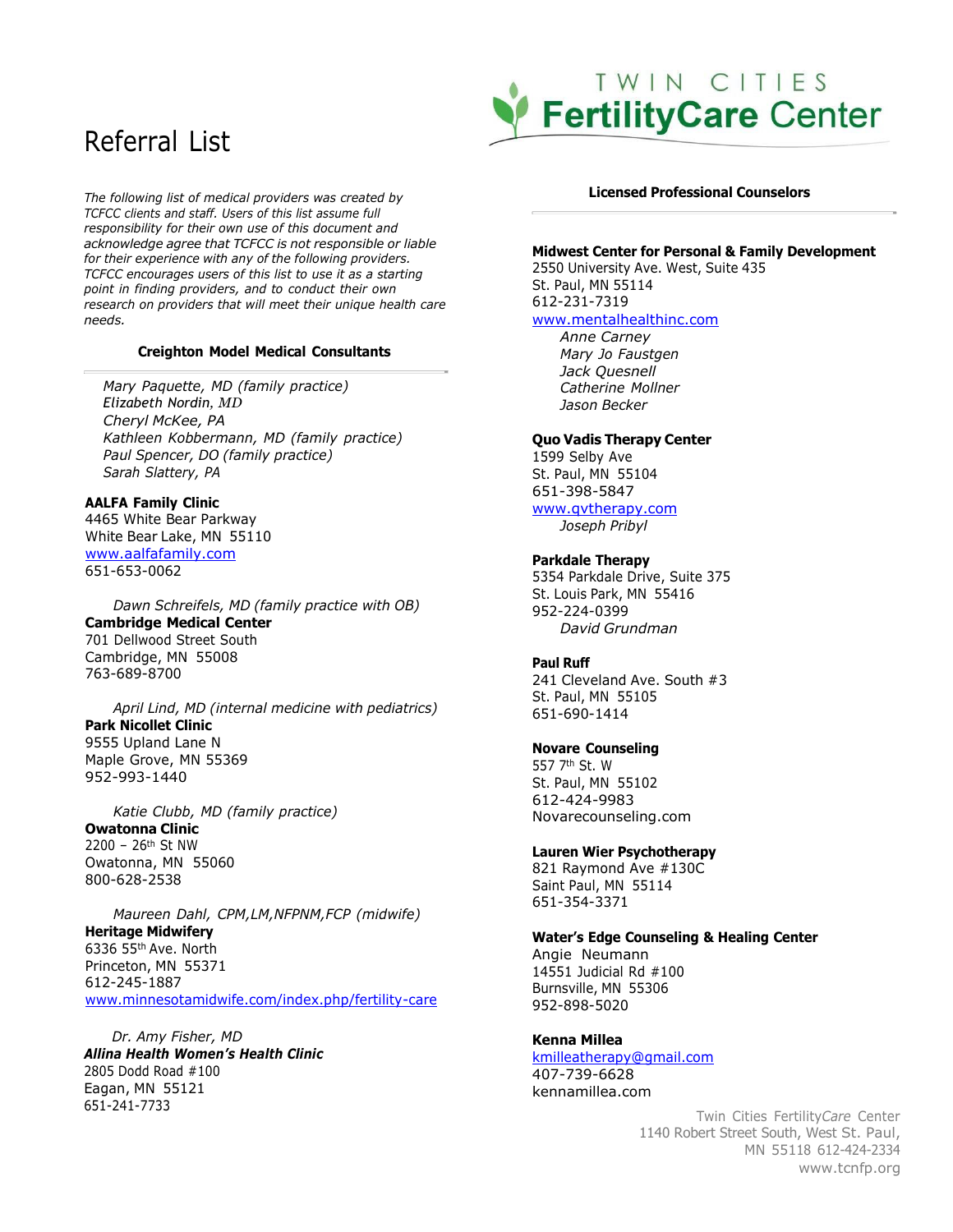# Referral List

**TWIN CITIES FertilityCare Center**

*The following list of medical providers was created by TCFCC clients and staff. Users of this list assume full responsibility for their own use of this document and acknowledge agree that TCFCC is not responsible or liable for their experience with any of the following providers. TCFCC encourages users of this list to use it as a starting point in finding providers, and to conduct their own research on providers that will meet their unique health care needs.*

### Creighton Model Medical Consultants

*Mary Paquette, MD (family practice)*
*Elizabeth Nordin, MD*
*Cheryl McKee, PA*
*Kathleen Kobbermann, MD (family practice)*
*Paul Spencer, DO (family practice)*
*Sarah Slattery, PA*

**AALFA Family Clinic**
4465 White Bear Parkway
White Bear Lake, MN 55110
www.aalfafamily.com
651-653-0062

*Dawn Schreifels, MD (family practice with OB)*
**Cambridge Medical Center**
701 Dellwood Street South
Cambridge, MN 55008
763-689-8700

*April Lind, MD (internal medicine with pediatrics)*
**Park Nicollet Clinic**
9555 Upland Lane N
Maple Grove, MN 55369
952-993-1440

*Katie Clubb, MD (family practice)*
**Owatonna Clinic**
2200 – 26th St NW
Owatonna, MN 55060
800-628-2538

*Maureen Dahl, CPM,LM,NFPNM,FCP (midwife)*
**Heritage Midwifery**
6336 55th Ave. North
Princeton, MN 55371
612-245-1887
www.minnesotamidwife.com/index.php/fertility-care

*Dr. Amy Fisher, MD*
***Allina Health Women's Health Clinic***
2805 Dodd Road #100
Eagan, MN 55121
651-241-7733

### Licensed Professional Counselors

**Midwest Center for Personal & Family Development**
2550 University Ave. West, Suite 435
St. Paul, MN 55114
612-231-7319
www.mentalhealthinc.com
*Anne Carney*
*Mary Jo Faustgen*
*Jack Quesnell*
*Catherine Mollner*
*Jason Becker*

**Quo Vadis Therapy Center**
1599 Selby Ave
St. Paul, MN 55104
651-398-5847
www.qvtherapy.com
*Joseph Pribyl*

**Parkdale Therapy**
5354 Parkdale Drive, Suite 375
St. Louis Park, MN 55416
952-224-0399
*David Grundman*

**Paul Ruff**
241 Cleveland Ave. South #3
St. Paul, MN 55105
651-690-1414

**Novare Counseling**
557 7th St. W
St. Paul, MN 55102
612-424-9983
Novarecounseling.com

**Lauren Wier Psychotherapy**
821 Raymond Ave #130C
Saint Paul, MN 55114
651-354-3371

**Water's Edge Counseling & Healing Center**
Angie Neumann
14551 Judicial Rd #100
Burnsville, MN 55306
952-898-5020

**Kenna Millea**
kmilleatherapy@gmail.com
407-739-6628
kennamillea.com

Twin Cities Fertility*Care* Center
1140 Robert Street South, West St. Paul, MN 55118 612-424-2334
www.tcnfp.org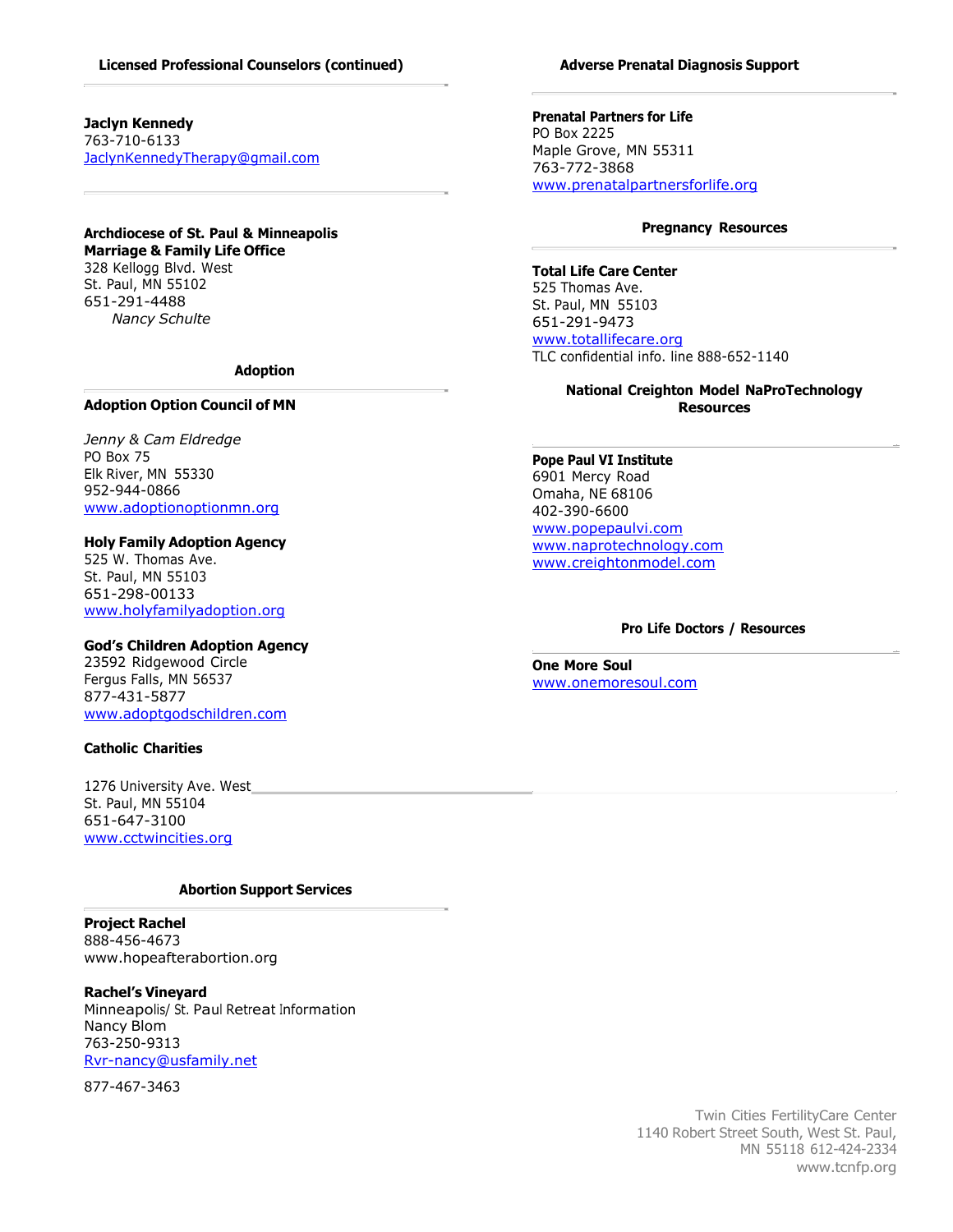### Licensed Professional Counselors (continued)

**Jaclyn Kennedy**
763-710-6133
JaclynKennedyTherapy@gmail.com

**Archdiocese of St. Paul & Minneapolis**
**Marriage & Family Life Office**
328 Kellogg Blvd. West
St. Paul, MN 55102
651-291-4488
*Nancy Schulte*

### Adoption

**Adoption Option Council of MN**

*Jenny & Cam Eldredge*
PO Box 75
Elk River, MN 55330
952-944-0866
www.adoptionoptionmn.org

**Holy Family Adoption Agency**
525 W. Thomas Ave.
St. Paul, MN 55103
651-298-00133
www.holyfamilyadoption.org

**God's Children Adoption Agency**
23592 Ridgewood Circle
Fergus Falls, MN 56537
877-431-5877
www.adoptgodschildren.com

**Catholic Charities**

1276 University Ave. West
St. Paul, MN 55104
651-647-3100
www.cctwincities.org

### Abortion Support Services

**Project Rachel**
888-456-4673
www.hopeafterabortion.org

**Rachel's Vineyard**
Minneapolis/ St. Paul Retreat Information
Nancy Blom
763-250-9313
Rvr-nancy@usfamily.net

877-467-3463

### Adverse Prenatal Diagnosis Support

**Prenatal Partners for Life**
PO Box 2225
Maple Grove, MN 55311
763-772-3868
www.prenatalpartnersforlife.org

### Pregnancy Resources

**Total Life Care Center**
525 Thomas Ave.
St. Paul, MN 55103
651-291-9473
www.totallifecare.org
TLC confidential info. line 888-652-1140

### National Creighton Model NaProTechnology Resources

**Pope Paul VI Institute**
6901 Mercy Road
Omaha, NE 68106
402-390-6600
www.popepaulvi.com
www.naprotechnology.com
www.creightonmodel.com

### Pro Life Doctors / Resources

**One More Soul**
www.onemoresoul.com

Twin Cities FertilityCare Center
1140 Robert Street South, West St. Paul, MN 55118 612-424-2334
www.tcnfp.org